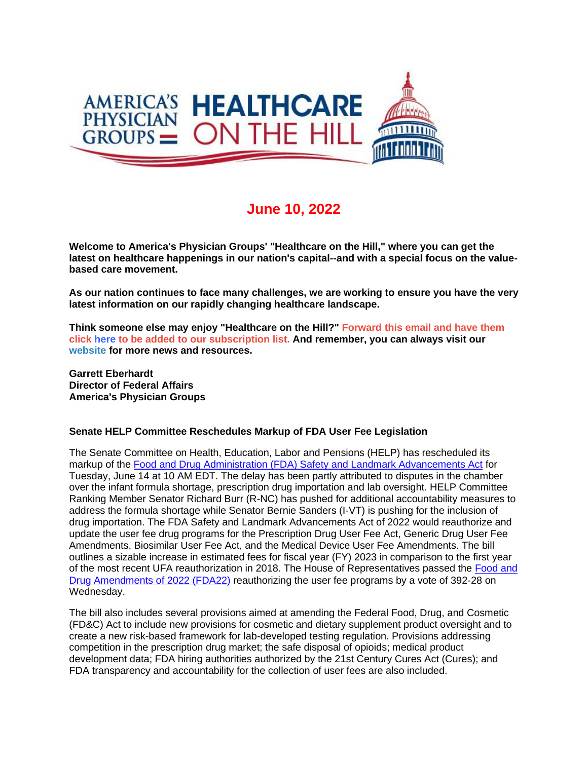## June 10, 2022

**Welcome to America's Physician Groups' "Healthcare on the Hill," where you can get the latest on healthcare happenings in our nation's capital--and with a special focus on the value-based care movement.**

**As our nation continues to face many challenges, we are working to ensure you have the very latest information on our rapidly changing healthcare landscape.**

**Think someone else may enjoy "Healthcare on the Hill?" Forward this email and have them click here to be added to our subscription list. And remember, you can always visit our website for more news and resources.**

**Garrett Eberhardt**
**Director of Federal Affairs**
**America's Physician Groups**

### Senate HELP Committee Reschedules Markup of FDA User Fee Legislation

The Senate Committee on Health, Education, Labor and Pensions (HELP) has rescheduled its markup of the Food and Drug Administration (FDA) Safety and Landmark Advancements Act for Tuesday, June 14 at 10 AM EDT. The delay has been partly attributed to disputes in the chamber over the infant formula shortage, prescription drug importation and lab oversight. HELP Committee Ranking Member Senator Richard Burr (R-NC) has pushed for additional accountability measures to address the formula shortage while Senator Bernie Sanders (I-VT) is pushing for the inclusion of drug importation. The FDA Safety and Landmark Advancements Act of 2022 would reauthorize and update the user fee drug programs for the Prescription Drug User Fee Act, Generic Drug User Fee Amendments, Biosimilar User Fee Act, and the Medical Device User Fee Amendments. The bill outlines a sizable increase in estimated fees for fiscal year (FY) 2023 in comparison to the first year of the most recent UFA reauthorization in 2018. The House of Representatives passed the Food and Drug Amendments of 2022 (FDA22) reauthorizing the user fee programs by a vote of 392-28 on Wednesday.

The bill also includes several provisions aimed at amending the Federal Food, Drug, and Cosmetic (FD&C) Act to include new provisions for cosmetic and dietary supplement product oversight and to create a new risk-based framework for lab-developed testing regulation. Provisions addressing competition in the prescription drug market; the safe disposal of opioids; medical product development data; FDA hiring authorities authorized by the 21st Century Cures Act (Cures); and FDA transparency and accountability for the collection of user fees are also included.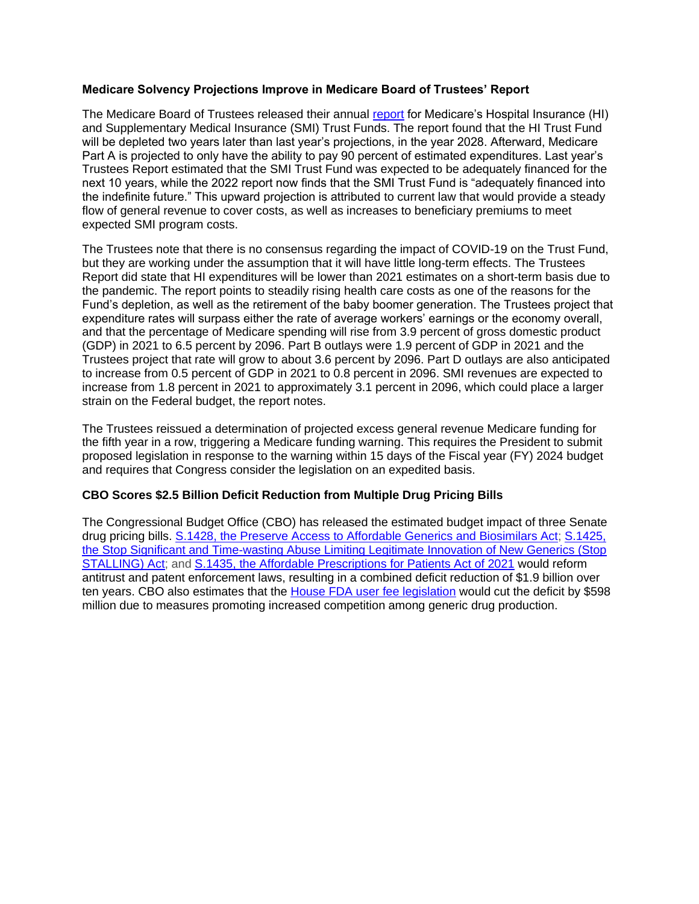**Medicare Solvency Projections Improve in Medicare Board of Trustees' Report**

The Medicare Board of Trustees released their annual report for Medicare's Hospital Insurance (HI) and Supplementary Medical Insurance (SMI) Trust Funds. The report found that the HI Trust Fund will be depleted two years later than last year's projections, in the year 2028. Afterward, Medicare Part A is projected to only have the ability to pay 90 percent of estimated expenditures. Last year's Trustees Report estimated that the SMI Trust Fund was expected to be adequately financed for the next 10 years, while the 2022 report now finds that the SMI Trust Fund is "adequately financed into the indefinite future." This upward projection is attributed to current law that would provide a steady flow of general revenue to cover costs, as well as increases to beneficiary premiums to meet expected SMI program costs.

The Trustees note that there is no consensus regarding the impact of COVID-19 on the Trust Fund, but they are working under the assumption that it will have little long-term effects. The Trustees Report did state that HI expenditures will be lower than 2021 estimates on a short-term basis due to the pandemic. The report points to steadily rising health care costs as one of the reasons for the Fund's depletion, as well as the retirement of the baby boomer generation. The Trustees project that expenditure rates will surpass either the rate of average workers' earnings or the economy overall, and that the percentage of Medicare spending will rise from 3.9 percent of gross domestic product (GDP) in 2021 to 6.5 percent by 2096. Part B outlays were 1.9 percent of GDP in 2021 and the Trustees project that rate will grow to about 3.6 percent by 2096. Part D outlays are also anticipated to increase from 0.5 percent of GDP in 2021 to 0.8 percent in 2096. SMI revenues are expected to increase from 1.8 percent in 2021 to approximately 3.1 percent in 2096, which could place a larger strain on the Federal budget, the report notes.

The Trustees reissued a determination of projected excess general revenue Medicare funding for the fifth year in a row, triggering a Medicare funding warning. This requires the President to submit proposed legislation in response to the warning within 15 days of the Fiscal year (FY) 2024 budget and requires that Congress consider the legislation on an expedited basis.

**CBO Scores $2.5 Billion Deficit Reduction from Multiple Drug Pricing Bills**

The Congressional Budget Office (CBO) has released the estimated budget impact of three Senate drug pricing bills. S.1428, the Preserve Access to Affordable Generics and Biosimilars Act; S.1425, the Stop Significant and Time-wasting Abuse Limiting Legitimate Innovation of New Generics (Stop STALLING) Act; and S.1435, the Affordable Prescriptions for Patients Act of 2021 would reform antitrust and patent enforcement laws, resulting in a combined deficit reduction of $1.9 billion over ten years. CBO also estimates that the House FDA user fee legislation would cut the deficit by $598 million due to measures promoting increased competition among generic drug production.